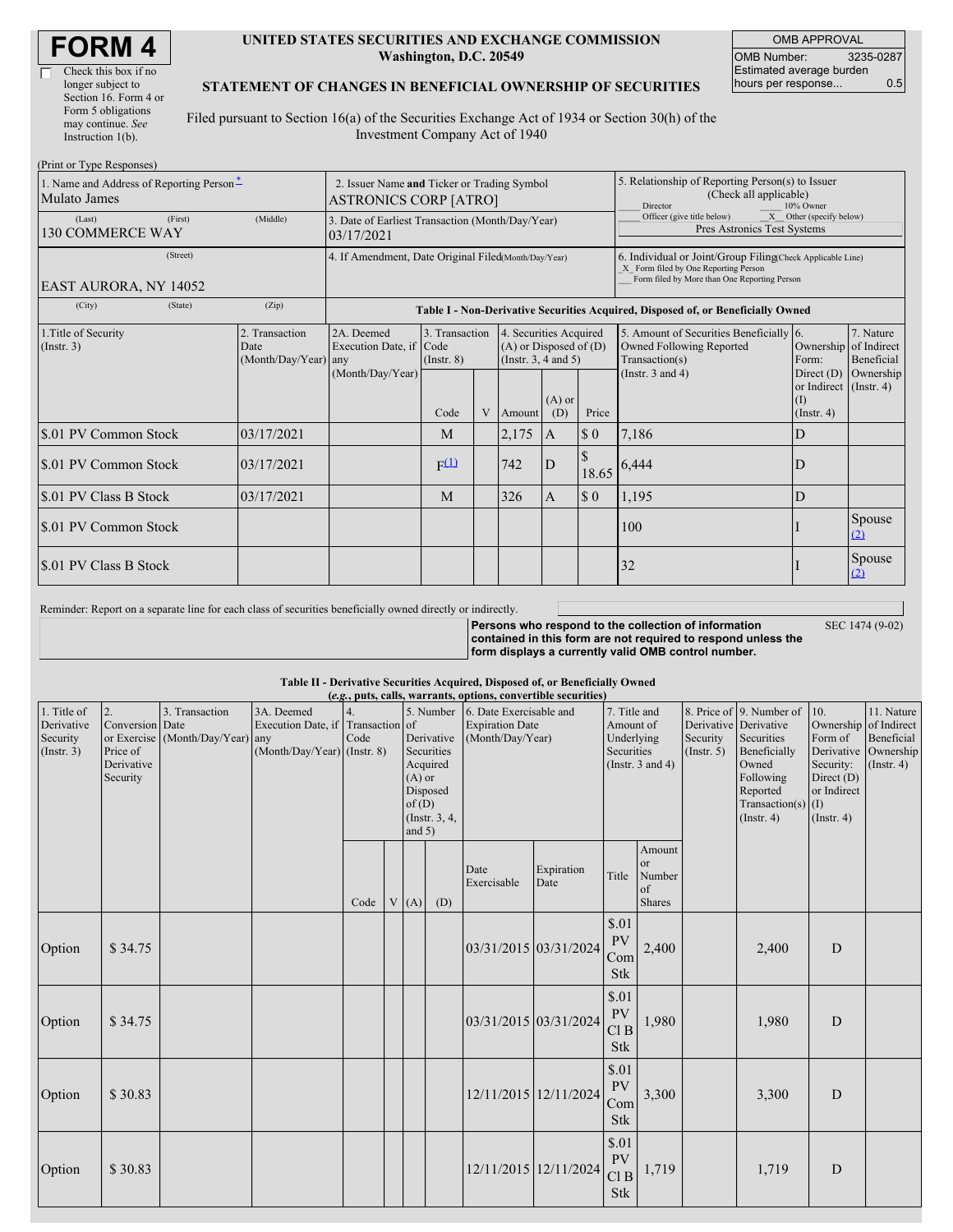# FORM 4

☐ Check this box if no longer subject to Section 16. Form 4 or Form 5 obligations may continue. *See* Instruction 1(b).

**UNITED STATES SECURITIES AND EXCHANGE COMMISSION**
**Washington, D.C. 20549**

**STATEMENT OF CHANGES IN BENEFICIAL OWNERSHIP OF SECURITIES**

Filed pursuant to Section 16(a) of the Securities Exchange Act of 1934 or Section 30(h) of the Investment Company Act of 1940

| OMB APPROVAL | |
|---|---|
| OMB Number: | 3235-0287 |
| Estimated average burden hours per response... | 0.5 |

(Print or Type Responses)

| 1. Name and Address of Reporting Person* | 2. Issuer Name and Ticker or Trading Symbol | 5. Relationship of Reporting Person(s) to Issuer (Check all applicable) |
|---|---|---|
| Mulato James | ASTRONICS CORP [ATRO] | ___ Director ___ 10% Owner ___ Officer (give title below) _X_ Other (specify below) Pres Astronics Test Systems |
| (Last) (First) (Middle) 130 COMMERCE WAY | 3. Date of Earliest Transaction (Month/Day/Year) 03/17/2021 | |
| (Street) EAST AURORA, NY 14052 | 4. If Amendment, Date Original Filed (Month/Day/Year) | 6. Individual or Joint/Group Filing (Check Applicable Line) _X_ Form filed by One Reporting Person ___ Form filed by More than One Reporting Person |
| (City) (State) (Zip) | | |

**Table I - Non-Derivative Securities Acquired, Disposed of, or Beneficially Owned**

| 1.Title of Security (Instr. 3) | 2. Transaction Date (Month/Day/Year) | 2A. Deemed Execution Date, if any (Month/Day/Year) | 3. Transaction Code (Instr. 8) | | 4. Securities Acquired (A) or Disposed of (D) (Instr. 3, 4 and 5) | | | 5. Amount of Securities Beneficially Owned Following Reported Transaction(s) (Instr. 3 and 4) | 6. Ownership Form: Direct (D) or Indirect (I) (Instr. 4) | 7. Nature of Indirect Beneficial Ownership (Instr. 4) |
|---|---|---|---|---|---|---|---|---|---|---|
| | | | Code | V | Amount | (A) or (D) | Price | | | |
| $.01 PV Common Stock | 03/17/2021 | | M | | 2,175 | A | $ 0 | 7,186 | D | |
| $.01 PV Common Stock | 03/17/2021 | | F(1) | | 742 | D | $ 18.65 | 6,444 | D | |
| $.01 PV Class B Stock | 03/17/2021 | | M | | 326 | A | $ 0 | 1,195 | D | |
| $.01 PV Common Stock | | | | | | | | 100 | I | Spouse (2) |
| $.01 PV Class B Stock | | | | | | | | 32 | I | Spouse (2) |

Reminder: Report on a separate line for each class of securities beneficially owned directly or indirectly.

**Persons who respond to the collection of information contained in this form are not required to respond unless the form displays a currently valid OMB control number.** SEC 1474 (9-02)

**Table II - Derivative Securities Acquired, Disposed of, or Beneficially Owned**
**(*e.g.*, puts, calls, warrants, options, convertible securities)**

| 1. Title of Derivative Security (Instr. 3) | 2. Conversion or Exercise Price of Derivative Security | 3. Transaction Date (Month/Day/Year) | 3A. Deemed Execution Date, if any (Month/Day/Year) | 4. Transaction Code (Instr. 8) | | 5. Number of Derivative Securities Acquired (A) or Disposed of (D) (Instr. 3, 4, and 5) | | 6. Date Exercisable and Expiration Date (Month/Day/Year) | | 7. Title and Amount of Underlying Securities (Instr. 3 and 4) | | 8. Price of Derivative Security (Instr. 5) | 9. Number of Derivative Securities Beneficially Owned Following Reported Transaction(s) (Instr. 4) | 10. Ownership Form of Derivative Security: Direct (D) or Indirect (I) (Instr. 4) | 11. Nature of Indirect Beneficial Ownership (Instr. 4) |
|---|---|---|---|---|---|---|---|---|---|---|---|---|---|---|---|
| | | | | Code | V | (A) | (D) | Date Exercisable | Expiration Date | Title | Amount or Number of Shares | | | | |
| Option | $ 34.75 | | | | | | | 03/31/2015 | 03/31/2024 | $.01 PV Com Stk | 2,400 | | 2,400 | D | |
| Option | $ 34.75 | | | | | | | 03/31/2015 | 03/31/2024 | $.01 PV Cl B Stk | 1,980 | | 1,980 | D | |
| Option | $ 30.83 | | | | | | | 12/11/2015 | 12/11/2024 | $.01 PV Com Stk | 3,300 | | 3,300 | D | |
| Option | $ 30.83 | | | | | | | 12/11/2015 | 12/11/2024 | $.01 PV Cl B Stk | 1,719 | | 1,719 | D | |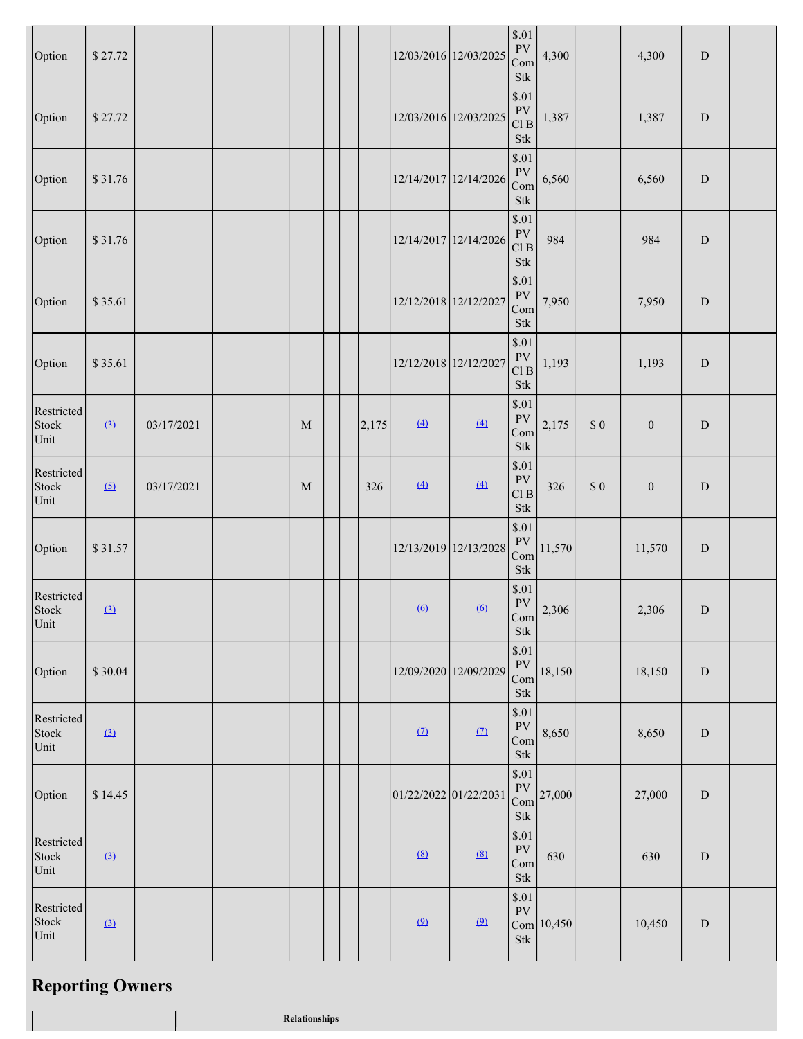| | | | | | | | | | | | | | | | |
|---|---|---|---|---|---|---|---|---|---|---|---|---|---|---|---|
| Option | $ 27.72 | | | | | | | 12/03/2016 | 12/03/2025 | $.01 PV Com Stk | 4,300 | | 4,300 | D | |
| Option | $ 27.72 | | | | | | | 12/03/2016 | 12/03/2025 | $.01 PV Cl B Stk | 1,387 | | 1,387 | D | |
| Option | $ 31.76 | | | | | | | 12/14/2017 | 12/14/2026 | $.01 PV Com Stk | 6,560 | | 6,560 | D | |
| Option | $ 31.76 | | | | | | | 12/14/2017 | 12/14/2026 | $.01 PV Cl B Stk | 984 | | 984 | D | |
| Option | $ 35.61 | | | | | | | 12/12/2018 | 12/12/2027 | $.01 PV Com Stk | 7,950 | | 7,950 | D | |
| Option | $ 35.61 | | | | | | | 12/12/2018 | 12/12/2027 | $.01 PV Cl B Stk | 1,193 | | 1,193 | D | |
| Restricted Stock Unit | (3) | 03/17/2021 | | M | | | 2,175 | (4) | (4) | $.01 PV Com Stk | 2,175 | $ 0 | 0 | D | |
| Restricted Stock Unit | (5) | 03/17/2021 | | M | | | 326 | (4) | (4) | $.01 PV Cl B Stk | 326 | $ 0 | 0 | D | |
| Option | $ 31.57 | | | | | | | 12/13/2019 | 12/13/2028 | $.01 PV Com Stk | 11,570 | | 11,570 | D | |
| Restricted Stock Unit | (3) | | | | | | | (6) | (6) | $.01 PV Com Stk | 2,306 | | 2,306 | D | |
| Option | $ 30.04 | | | | | | | 12/09/2020 | 12/09/2029 | $.01 PV Com Stk | 18,150 | | 18,150 | D | |
| Restricted Stock Unit | (3) | | | | | | | (7) | (7) | $.01 PV Com Stk | 8,650 | | 8,650 | D | |
| Option | $ 14.45 | | | | | | | 01/22/2022 | 01/22/2031 | $.01 PV Com Stk | 27,000 | | 27,000 | D | |
| Restricted Stock Unit | (3) | | | | | | | (8) | (8) | $.01 PV Com Stk | 630 | | 630 | D | |
| Restricted Stock Unit | (3) | | | | | | | (9) | (9) | $.01 PV Com Stk | 10,450 | | 10,450 | D | |

## Reporting Owners

| | Relationships |
|---|---|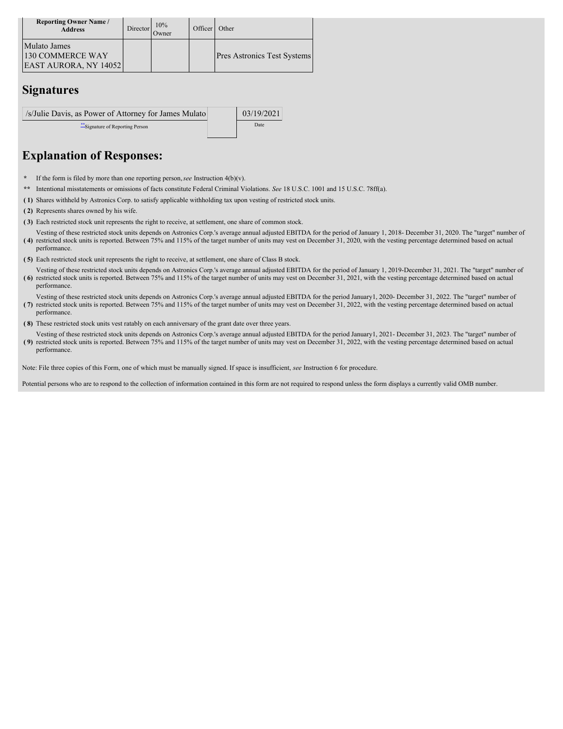| Reporting Owner Name / Address | Director | 10% Owner | Officer | Other |
| --- | --- | --- | --- | --- |
| Mulato James<br>130 COMMERCE WAY<br>EAST AURORA, NY 14052 | | | | Pres Astronics Test Systems |

## Signatures

| /s/Julie Davis, as Power of Attorney for James Mulato | | 03/19/2021 |
| --- | --- | --- |
| **Signature of Reporting Person | | Date |

## Explanation of Responses:

- \* If the form is filed by more than one reporting person, *see* Instruction 4(b)(v).
- ** Intentional misstatements or omissions of facts constitute Federal Criminal Violations. *See* 18 U.S.C. 1001 and 15 U.S.C. 78ff(a).
- ( 1) Shares withheld by Astronics Corp. to satisfy applicable withholding tax upon vesting of restricted stock units.
- ( 2) Represents shares owned by his wife.
- ( 3) Each restricted stock unit represents the right to receive, at settlement, one share of common stock.
- ( 4) Vesting of these restricted stock units depends on Astronics Corp.'s average annual adjusted EBITDA for the period of January 1, 2018- December 31, 2020. The "target" number of restricted stock units is reported. Between 75% and 115% of the target number of units may vest on December 31, 2020, with the vesting percentage determined based on actual performance.
- ( 5) Each restricted stock unit represents the right to receive, at settlement, one share of Class B stock.
- ( 6) Vesting of these restricted stock units depends on Astronics Corp.'s average annual adjusted EBITDA for the period of January 1, 2019-December 31, 2021. The "target" number of restricted stock units is reported. Between 75% and 115% of the target number of units may vest on December 31, 2021, with the vesting percentage determined based on actual performance.
- ( 7) Vesting of these restricted stock units depends on Astronics Corp.'s average annual adjusted EBITDA for the period January1, 2020- December 31, 2022. The "target" number of restricted stock units is reported. Between 75% and 115% of the target number of units may vest on December 31, 2022, with the vesting percentage determined based on actual performance.
- ( 8) These restricted stock units vest ratably on each anniversary of the grant date over three years.
- ( 9) Vesting of these restricted stock units depends on Astronics Corp.'s average annual adjusted EBITDA for the period January1, 2021- December 31, 2023. The "target" number of restricted stock units is reported. Between 75% and 115% of the target number of units may vest on December 31, 2022, with the vesting percentage determined based on actual performance.

Note: File three copies of this Form, one of which must be manually signed. If space is insufficient, *see* Instruction 6 for procedure.

Potential persons who are to respond to the collection of information contained in this form are not required to respond unless the form displays a currently valid OMB number.